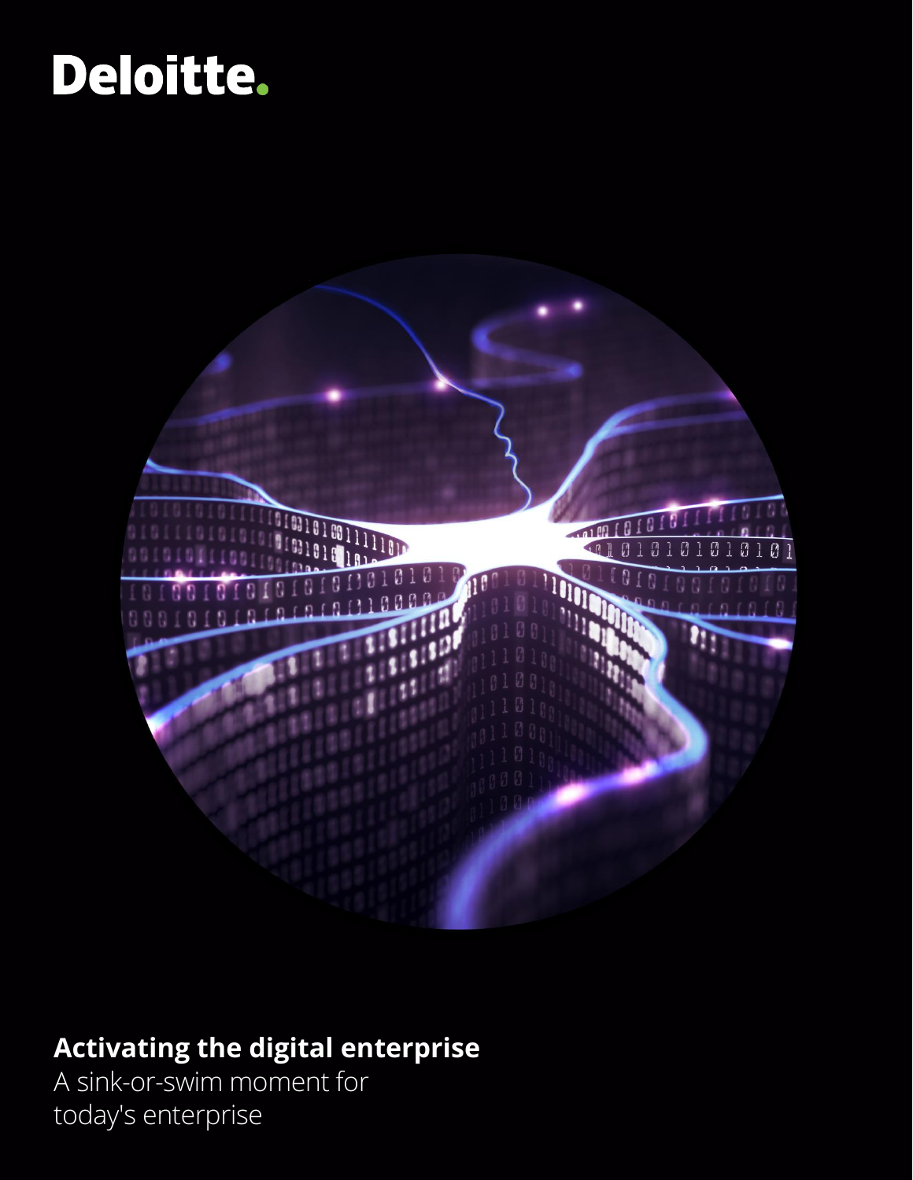Deloitte.

# Activating the digital enterprise

A sink-or-swim moment for today's enterprise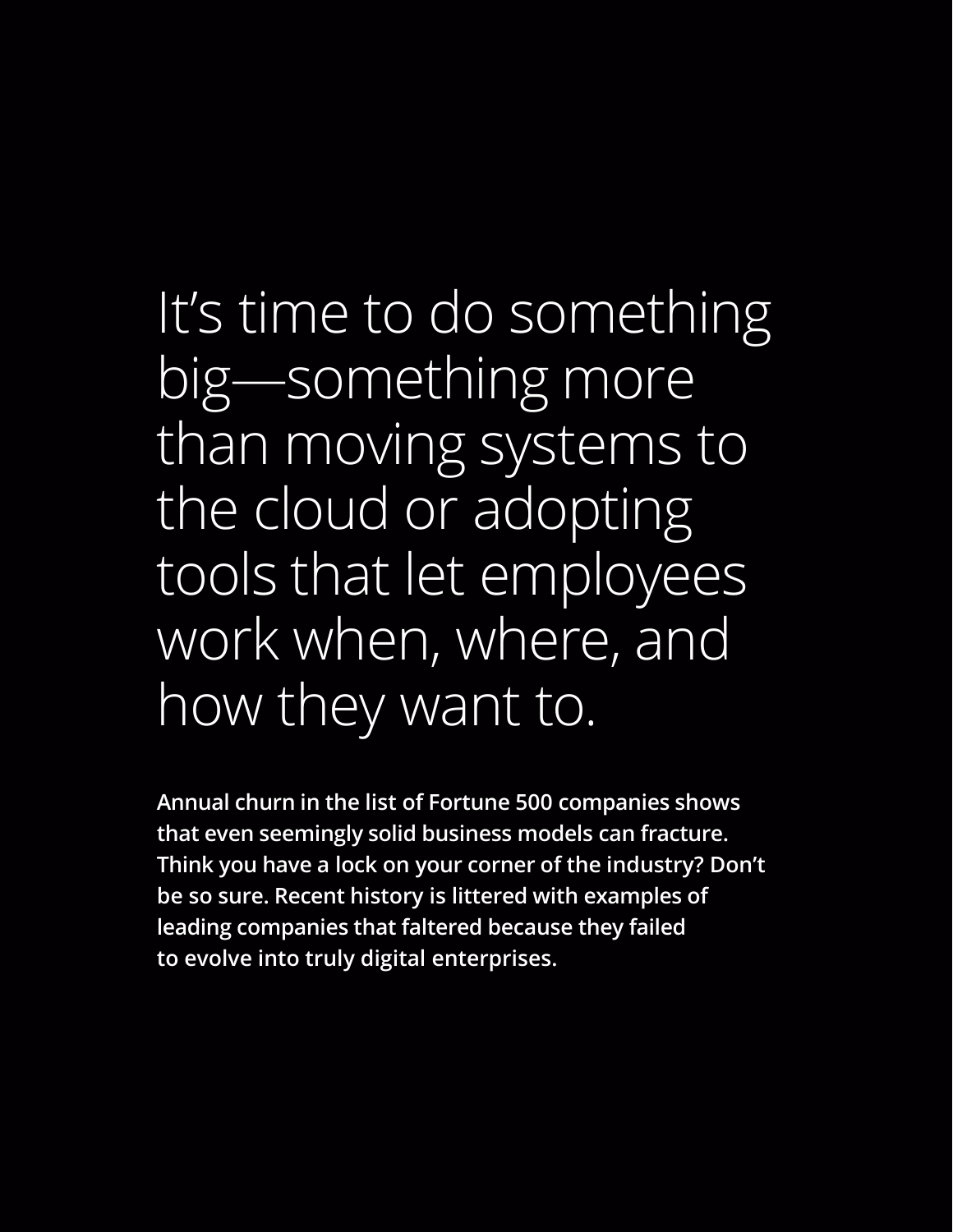# It’s time to do something big—something more than moving systems to the cloud or adopting tools that let employees work when, where, and how they want to.

**Annual churn in the list of Fortune 500 companies shows that even seemingly solid business models can fracture. Think you have a lock on your corner of the industry? Don’t be so sure. Recent history is littered with examples of leading companies that faltered because they failed to evolve into truly digital enterprises.**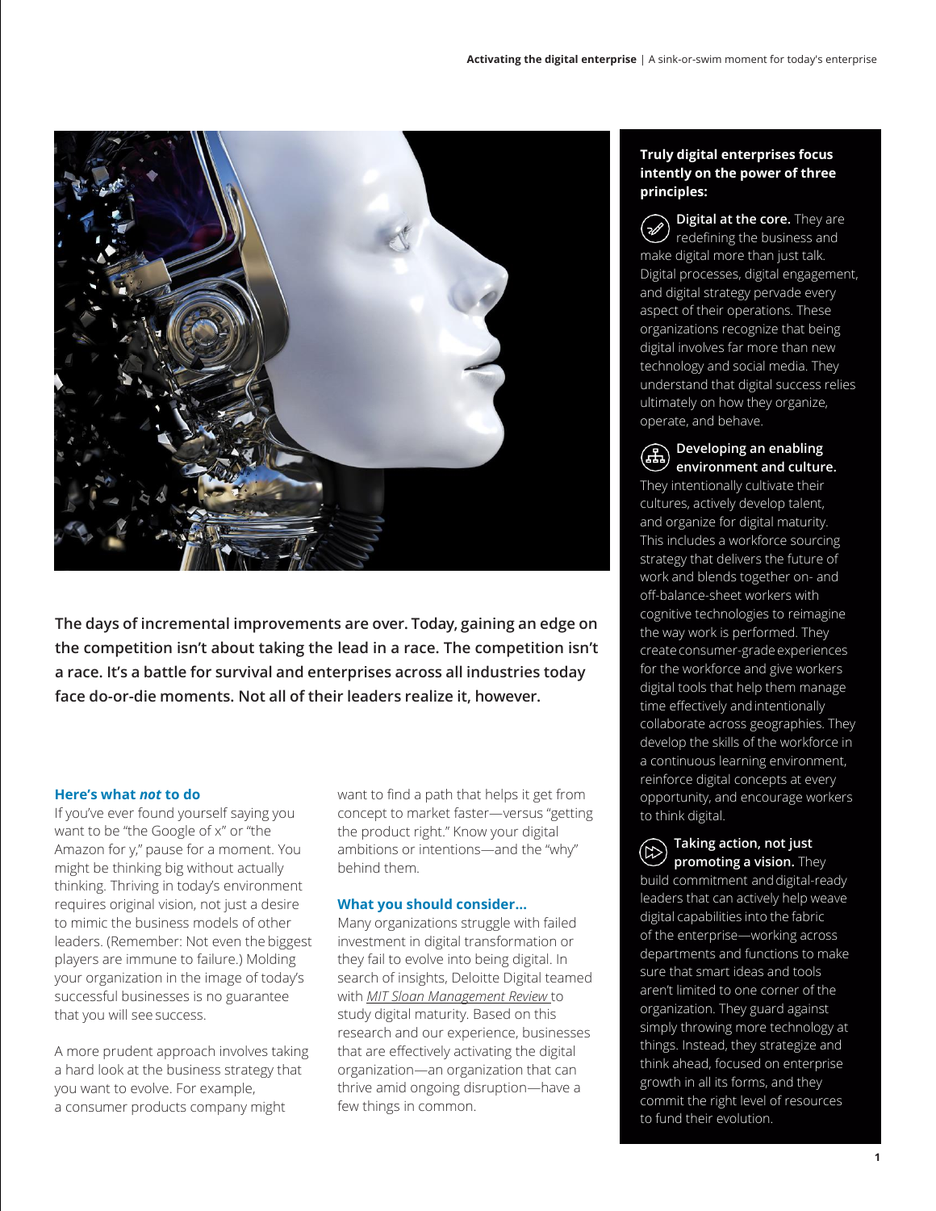**The days of incremental improvements are over. Today, gaining an edge on the competition isn't about taking the lead in a race. The competition isn't a race. It's a battle for survival and enterprises across all industries today face do-or-die moments. Not all of their leaders realize it, however.**

### Here's what *not* to do

If you've ever found yourself saying you want to be "the Google of x" or "the Amazon for y," pause for a moment. You might be thinking big without actually thinking. Thriving in today's environment requires original vision, not just a desire to mimic the business models of other leaders. (Remember: Not even the biggest players are immune to failure.) Molding your organization in the image of today's successful businesses is no guarantee that you will see success.

A more prudent approach involves taking a hard look at the business strategy that you want to evolve. For example, a consumer products company might want to find a path that helps it get from concept to market faster—versus "getting the product right." Know your digital ambitions or intentions—and the "why" behind them.

### What you should consider...

Many organizations struggle with failed investment in digital transformation or they fail to evolve into being digital. In search of insights, Deloitte Digital teamed with *MIT Sloan Management Review* to study digital maturity. Based on this research and our experience, businesses that are effectively activating the digital organization—an organization that can thrive amid ongoing disruption—have a few things in common.

### Truly digital enterprises focus intently on the power of three principles:

**Digital at the core.** They are redefining the business and make digital more than just talk. Digital processes, digital engagement, and digital strategy pervade every aspect of their operations. These organizations recognize that being digital involves far more than new technology and social media. They understand that digital success relies ultimately on how they organize, operate, and behave.

**Developing an enabling environment and culture.** They intentionally cultivate their cultures, actively develop talent, and organize for digital maturity. This includes a workforce sourcing strategy that delivers the future of work and blends together on- and off-balance-sheet workers with cognitive technologies to reimagine the way work is performed. They create consumer-grade experiences for the workforce and give workers digital tools that help them manage time effectively and intentionally collaborate across geographies. They develop the skills of the workforce in a continuous learning environment, reinforce digital concepts at every opportunity, and encourage workers to think digital.

**Taking action, not just promoting a vision.** They build commitment and digital-ready leaders that can actively help weave digital capabilities into the fabric of the enterprise—working across departments and functions to make sure that smart ideas and tools aren't limited to one corner of the organization. They guard against simply throwing more technology at things. Instead, they strategize and think ahead, focused on enterprise growth in all its forms, and they commit the right level of resources to fund their evolution.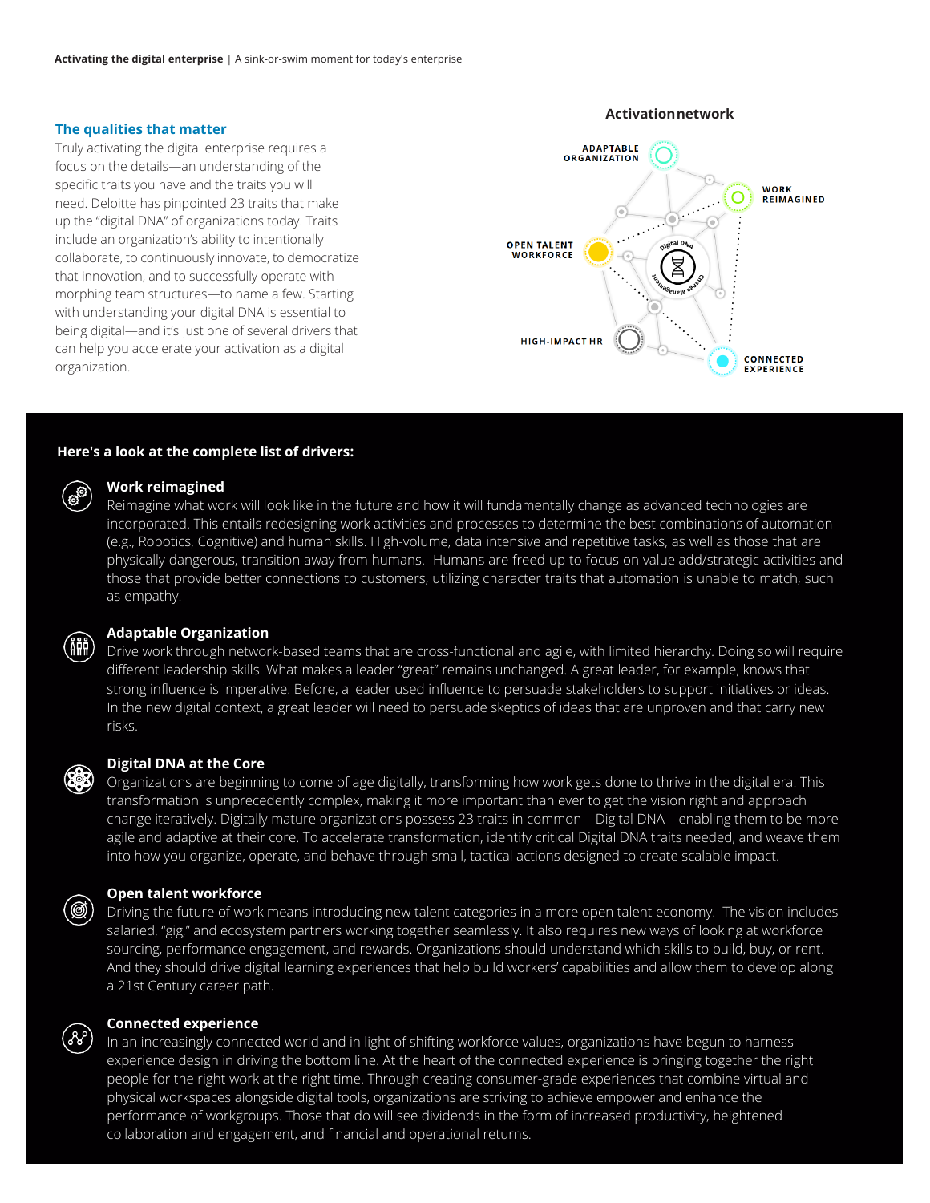## The qualities that matter

Truly activating the digital enterprise requires a focus on the details—an understanding of the specific traits you have and the traits you will need. Deloitte has pinpointed 23 traits that make up the "digital DNA" of organizations today. Traits include an organization's ability to intentionally collaborate, to continuously innovate, to democratize that innovation, and to successfully operate with morphing team structures—to name a few. Starting with understanding your digital DNA is essential to being digital—and it's just one of several drivers that can help you accelerate your activation as a digital organization.

**Activation network**

ADAPTABLE ORGANIZATION

WORK REIMAGINED

OPEN TALENT WORKFORCE

Digital DNA

Change Management

HIGH-IMPACT HR

CONNECTED EXPERIENCE

### Here's a look at the complete list of drivers:

**Work reimagined**

Reimagine what work will look like in the future and how it will fundamentally change as advanced technologies are incorporated. This entails redesigning work activities and processes to determine the best combinations of automation (e.g., Robotics, Cognitive) and human skills. High-volume, data intensive and repetitive tasks, as well as those that are physically dangerous, transition away from humans. Humans are freed up to focus on value add/strategic activities and those that provide better connections to customers, utilizing character traits that automation is unable to match, such as empathy.

**Adaptable Organization**

Drive work through network-based teams that are cross-functional and agile, with limited hierarchy. Doing so will require different leadership skills. What makes a leader "great" remains unchanged. A great leader, for example, knows that strong influence is imperative. Before, a leader used influence to persuade stakeholders to support initiatives or ideas. In the new digital context, a great leader will need to persuade skeptics of ideas that are unproven and that carry new risks.

**Digital DNA at the Core**

Organizations are beginning to come of age digitally, transforming how work gets done to thrive in the digital era. This transformation is unprecedently complex, making it more important than ever to get the vision right and approach change iteratively. Digitally mature organizations possess 23 traits in common – Digital DNA – enabling them to be more agile and adaptive at their core. To accelerate transformation, identify critical Digital DNA traits needed, and weave them into how you organize, operate, and behave through small, tactical actions designed to create scalable impact.

**Open talent workforce**

Driving the future of work means introducing new talent categories in a more open talent economy. The vision includes salaried, "gig," and ecosystem partners working together seamlessly. It also requires new ways of looking at workforce sourcing, performance engagement, and rewards. Organizations should understand which skills to build, buy, or rent. And they should drive digital learning experiences that help build workers' capabilities and allow them to develop along a 21st Century career path.

**Connected experience**

In an increasingly connected world and in light of shifting workforce values, organizations have begun to harness experience design in driving the bottom line. At the heart of the connected experience is bringing together the right people for the right work at the right time. Through creating consumer-grade experiences that combine virtual and physical workspaces alongside digital tools, organizations are striving to achieve empower and enhance the performance of workgroups. Those that do will see dividends in the form of increased productivity, heightened collaboration and engagement, and financial and operational returns.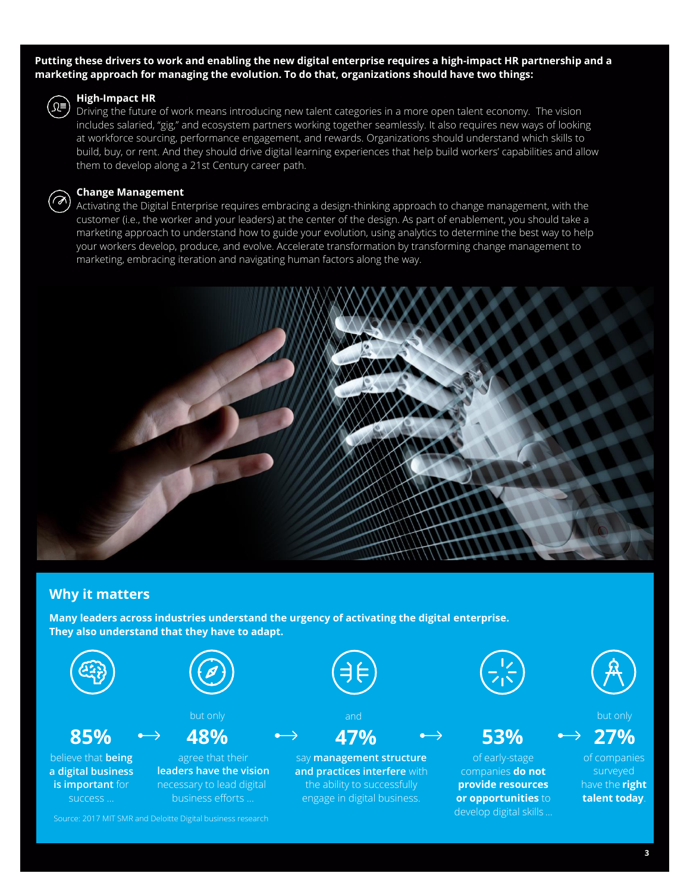**Putting these drivers to work and enabling the new digital enterprise requires a high-impact HR partnership and a marketing approach for managing the evolution. To do that, organizations should have two things:**

### High-Impact HR

Driving the future of work means introducing new talent categories in a more open talent economy. The vision includes salaried, "gig," and ecosystem partners working together seamlessly. It also requires new ways of looking at workforce sourcing, performance engagement, and rewards. Organizations should understand which skills to build, buy, or rent. And they should drive digital learning experiences that help build workers' capabilities and allow them to develop along a 21st Century career path.

### Change Management

Activating the Digital Enterprise requires embracing a design-thinking approach to change management, with the customer (i.e., the worker and your leaders) at the center of the design. As part of enablement, you should take a marketing approach to understand how to guide your evolution, using analytics to determine the best way to help your workers develop, produce, and evolve. Accelerate transformation by transforming change management to marketing, embracing iteration and navigating human factors along the way.

## Why it matters

**Many leaders across industries understand the urgency of activating the digital enterprise. They also understand that they have to adapt.**

**85%** believe that **being a digital business is important** for success ...

but only **48%** agree that their **leaders have the vision** necessary to lead digital business efforts ...

and **47%** say **management structure and practices interfere** with the ability to successfully engage in digital business.

**53%** of early-stage companies **do not provide resources or opportunities** to develop digital skills ...

but only **27%** of companies surveyed have the **right talent today**.

Source: 2017 MIT SMR and Deloitte Digital business research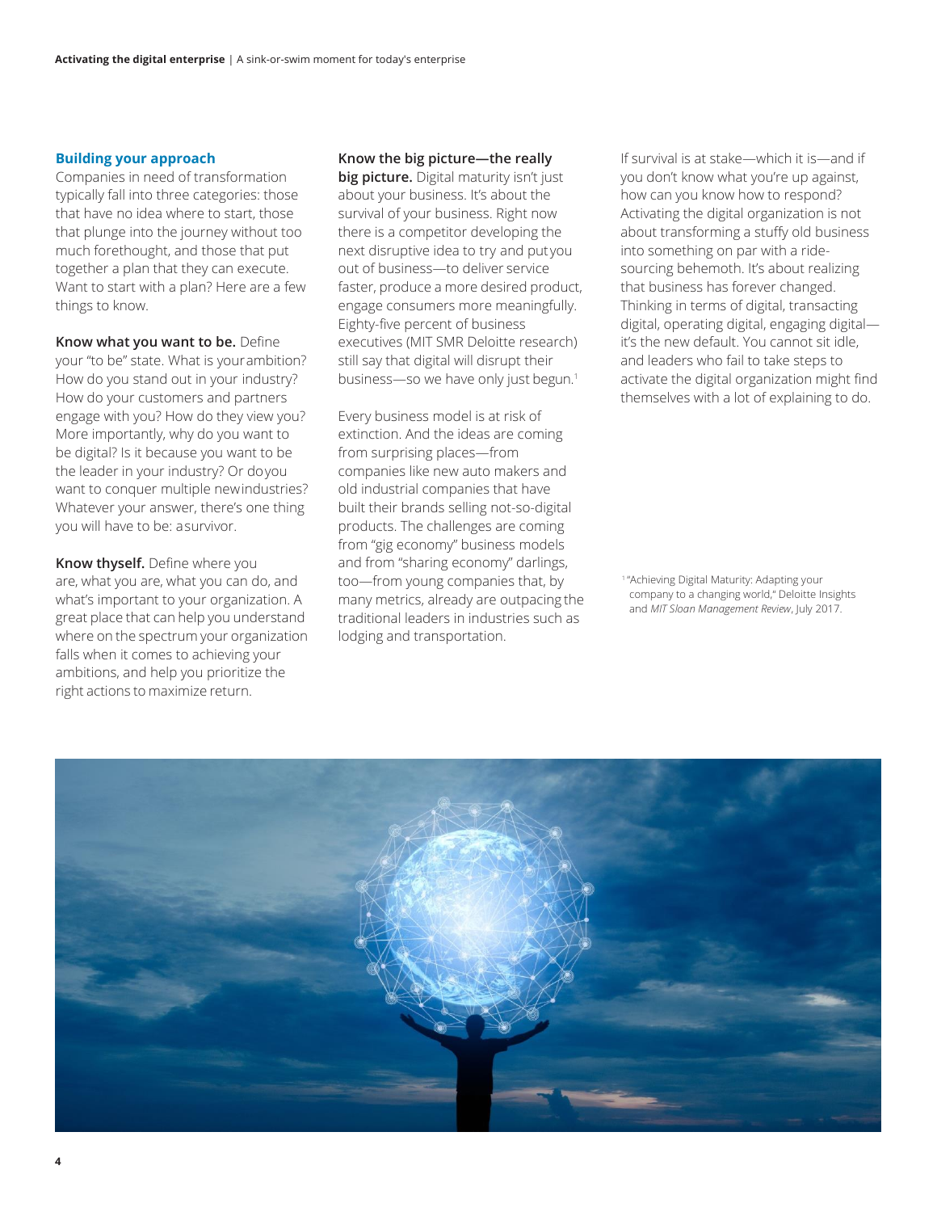## Building your approach

Companies in need of transformation typically fall into three categories: those that have no idea where to start, those that plunge into the journey without too much forethought, and those that put together a plan that they can execute. Want to start with a plan? Here are a few things to know.

**Know what you want to be.** Define your "to be" state. What is your ambition? How do you stand out in your industry? How do your customers and partners engage with you? How do they view you? More importantly, why do you want to be digital? Is it because you want to be the leader in your industry? Or do you want to conquer multiple new industries? Whatever your answer, there's one thing you will have to be: a survivor.

**Know thyself.** Define where you are, what you are, what you can do, and what's important to your organization. A great place that can help you understand where on the spectrum your organization falls when it comes to achieving your ambitions, and help you prioritize the right actions to maximize return.

**Know the big picture—the really big picture.** Digital maturity isn't just about your business. It's about the survival of your business. Right now there is a competitor developing the next disruptive idea to try and put you out of business—to deliver service faster, produce a more desired product, engage consumers more meaningfully. Eighty-five percent of business executives (MIT SMR Deloitte research) still say that digital will disrupt their business—so we have only just begun.[1]

Every business model is at risk of extinction. And the ideas are coming from surprising places—from companies like new auto makers and old industrial companies that have built their brands selling not-so-digital products. The challenges are coming from "gig economy" business models and from "sharing economy" darlings, too—from young companies that, by many metrics, already are outpacing the traditional leaders in industries such as lodging and transportation.

If survival is at stake—which it is—and if you don't know what you're up against, how can you know how to respond? Activating the digital organization is not about transforming a stuffy old business into something on par with a ride-sourcing behemoth. It's about realizing that business has forever changed. Thinking in terms of digital, transacting digital, operating digital, engaging digital—it's the new default. You cannot sit idle, and leaders who fail to take steps to activate the digital organization might find themselves with a lot of explaining to do.

[1] "Achieving Digital Maturity: Adapting your company to a changing world," Deloitte Insights and *MIT Sloan Management Review*, July 2017.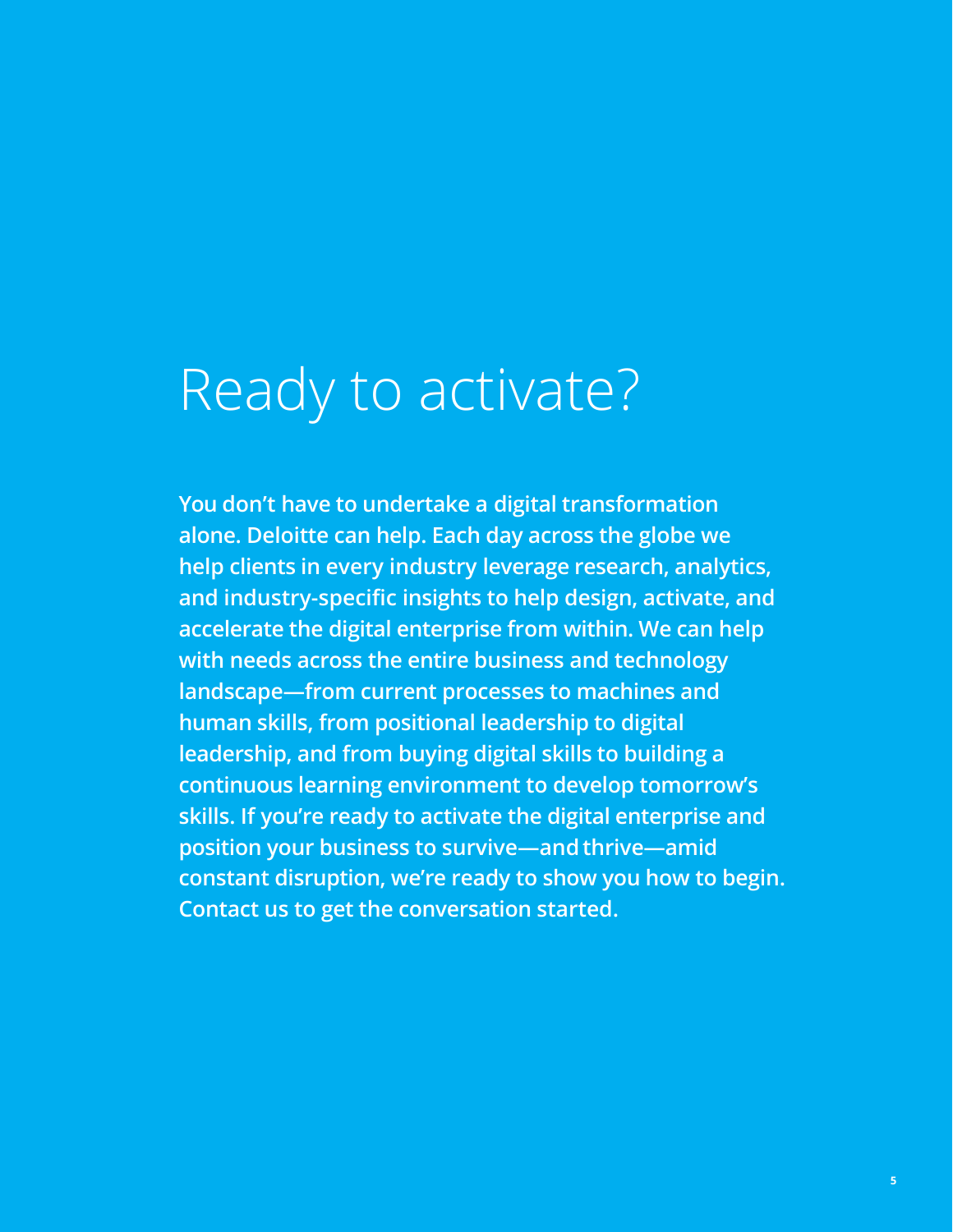# Ready to activate?

**You don't have to undertake a digital transformation alone. Deloitte can help. Each day across the globe we help clients in every industry leverage research, analytics, and industry-specific insights to help design, activate, and accelerate the digital enterprise from within. We can help with needs across the entire business and technology landscape—from current processes to machines and human skills, from positional leadership to digital leadership, and from buying digital skills to building a continuous learning environment to develop tomorrow's skills. If you're ready to activate the digital enterprise and position your business to survive—and thrive—amid constant disruption, we're ready to show you how to begin. Contact us to get the conversation started.**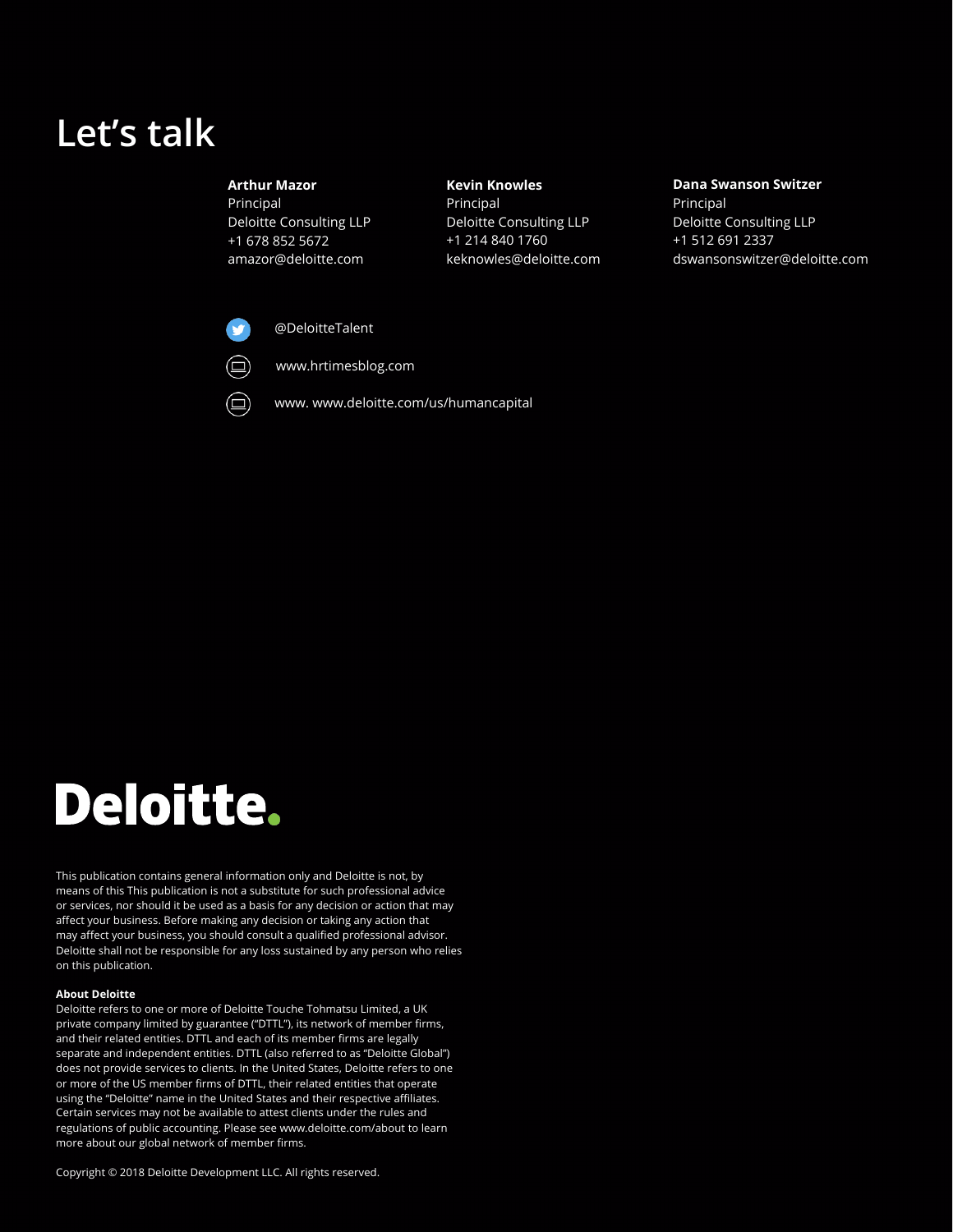# Let's talk

**Arthur Mazor**
Principal
Deloitte Consulting LLP
+1 678 852 5672
amazor@deloitte.com

**Kevin Knowles**
Principal
Deloitte Consulting LLP
+1 214 840 1760
keknowles@deloitte.com

**Dana Swanson Switzer**
Principal
Deloitte Consulting LLP
+1 512 691 2337
dswansonswitzer@deloitte.com

@DeloitteTalent

www.hrtimesblog.com

www. www.deloitte.com/us/humancapital

**Deloitte.**

This publication contains general information only and Deloitte is not, by means of this This publication is not a substitute for such professional advice or services, nor should it be used as a basis for any decision or action that may affect your business. Before making any decision or taking any action that may affect your business, you should consult a qualified professional advisor. Deloitte shall not be responsible for any loss sustained by any person who relies on this publication.

**About Deloitte**

Deloitte refers to one or more of Deloitte Touche Tohmatsu Limited, a UK private company limited by guarantee ("DTTL"), its network of member firms, and their related entities. DTTL and each of its member firms are legally separate and independent entities. DTTL (also referred to as "Deloitte Global") does not provide services to clients. In the United States, Deloitte refers to one or more of the US member firms of DTTL, their related entities that operate using the "Deloitte" name in the United States and their respective affiliates. Certain services may not be available to attest clients under the rules and regulations of public accounting. Please see www.deloitte.com/about to learn more about our global network of member firms.

Copyright © 2018 Deloitte Development LLC. All rights reserved.